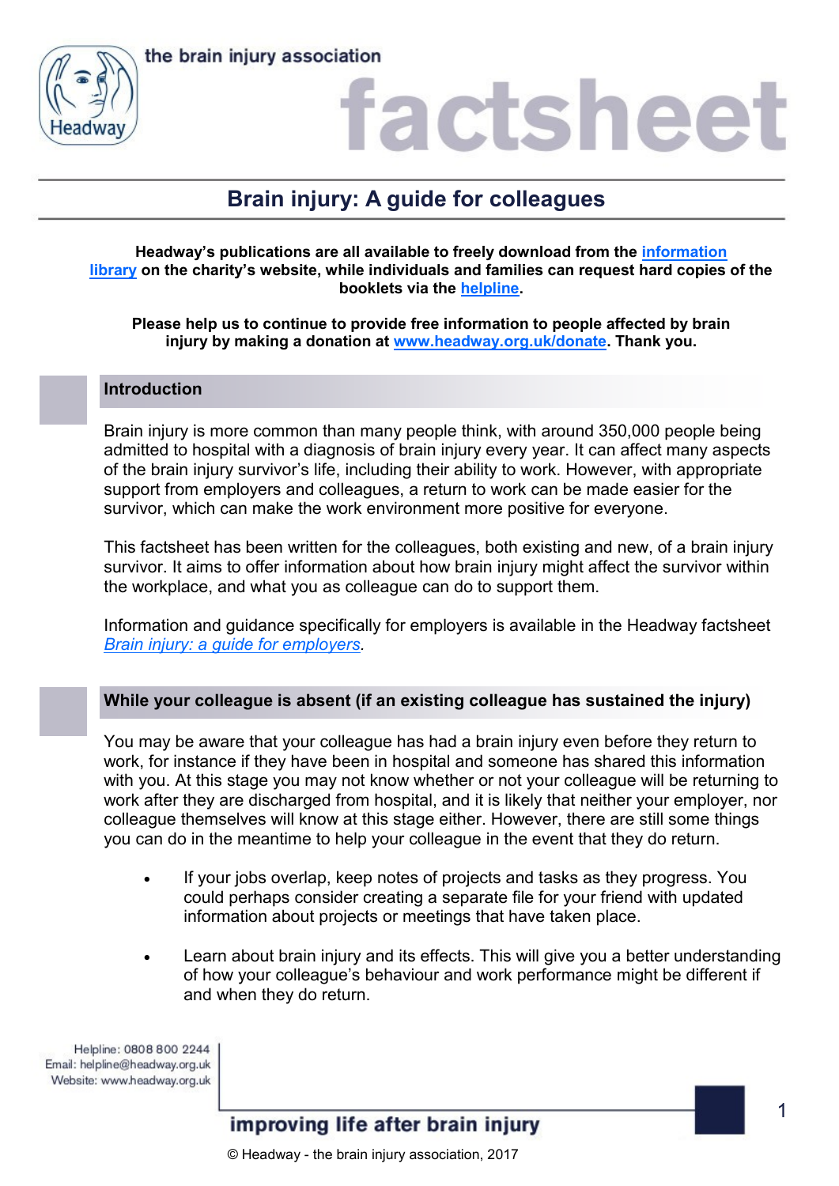the brain injury association

# factsheet

## Brain injury: A guide for colleagues

**Headway's publications are all available to freely download from the information library on the charity's website, while individuals and families can request hard copies of the booklets via the helpline.**

**Please help us to continue to provide free information to people affected by brain injury by making a donation at www.headway.org.uk/donate. Thank you.**

### Introduction

Brain injury is more common than many people think, with around 350,000 people being admitted to hospital with a diagnosis of brain injury every year. It can affect many aspects of the brain injury survivor's life, including their ability to work. However, with appropriate support from employers and colleagues, a return to work can be made easier for the survivor, which can make the work environment more positive for everyone.

This factsheet has been written for the colleagues, both existing and new, of a brain injury survivor. It aims to offer information about how brain injury might affect the survivor within the workplace, and what you as colleague can do to support them.

Information and guidance specifically for employers is available in the Headway factsheet *Brain injury: a guide for employers*.

### While your colleague is absent (if an existing colleague has sustained the injury)

You may be aware that your colleague has had a brain injury even before they return to work, for instance if they have been in hospital and someone has shared this information with you. At this stage you may not know whether or not your colleague will be returning to work after they are discharged from hospital, and it is likely that neither your employer, nor colleague themselves will know at this stage either. However, there are still some things you can do in the meantime to help your colleague in the event that they do return.

- If your jobs overlap, keep notes of projects and tasks as they progress. You could perhaps consider creating a separate file for your friend with updated information about projects or meetings that have taken place.
- Learn about brain injury and its effects. This will give you a better understanding of how your colleague's behaviour and work performance might be different if and when they do return.

Helpline: 0808 800 2244
Email: helpline@headway.org.uk
Website: www.headway.org.uk

improving life after brain injury

© Headway - the brain injury association, 2017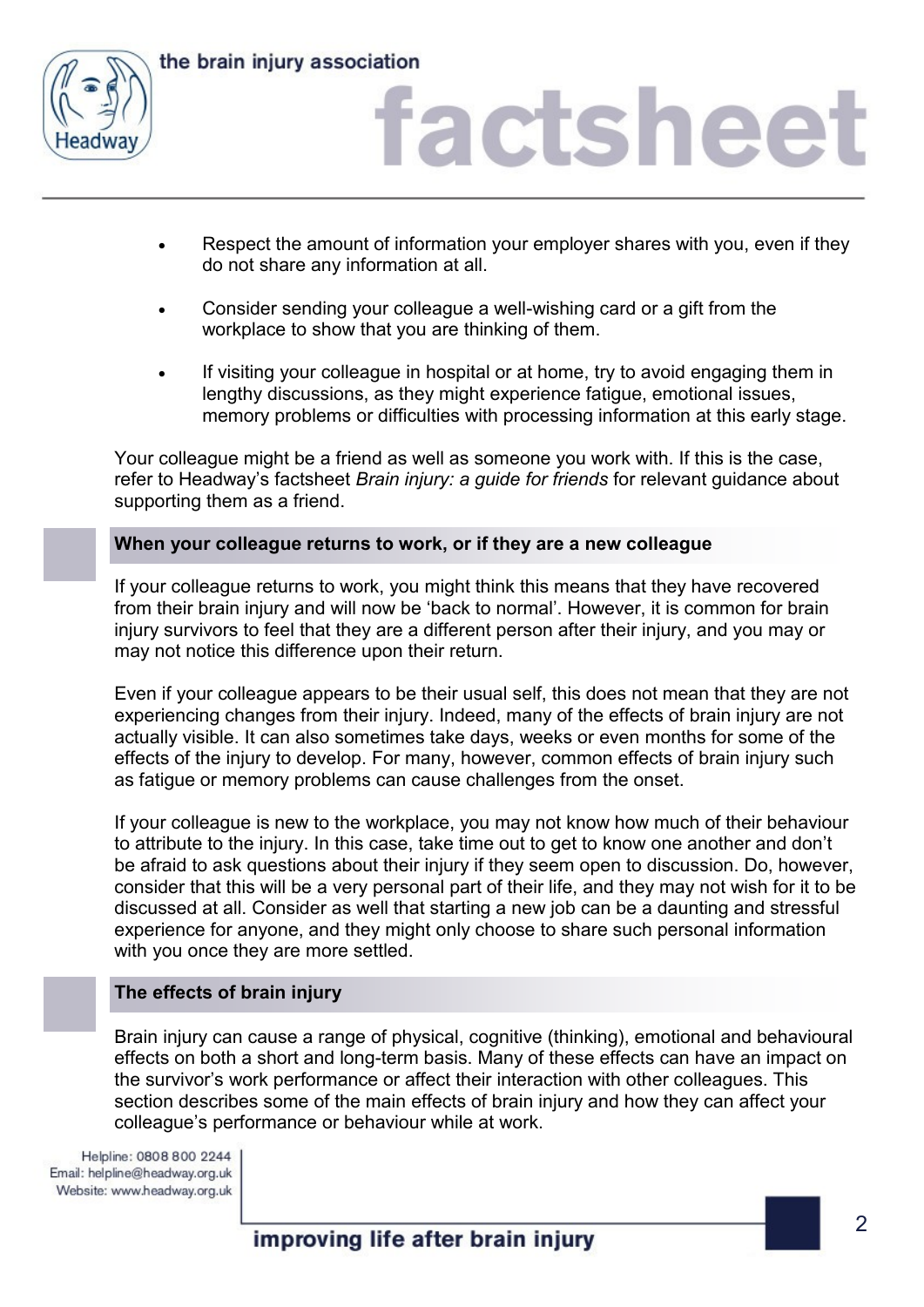- Respect the amount of information your employer shares with you, even if they do not share any information at all.
- Consider sending your colleague a well-wishing card or a gift from the workplace to show that you are thinking of them.
- If visiting your colleague in hospital or at home, try to avoid engaging them in lengthy discussions, as they might experience fatigue, emotional issues, memory problems or difficulties with processing information at this early stage.

Your colleague might be a friend as well as someone you work with. If this is the case, refer to Headway's factsheet *Brain injury: a guide for friends* for relevant guidance about supporting them as a friend.

## When your colleague returns to work, or if they are a new colleague

If your colleague returns to work, you might think this means that they have recovered from their brain injury and will now be 'back to normal'. However, it is common for brain injury survivors to feel that they are a different person after their injury, and you may or may not notice this difference upon their return.

Even if your colleague appears to be their usual self, this does not mean that they are not experiencing changes from their injury. Indeed, many of the effects of brain injury are not actually visible. It can also sometimes take days, weeks or even months for some of the effects of the injury to develop. For many, however, common effects of brain injury such as fatigue or memory problems can cause challenges from the onset.

If your colleague is new to the workplace, you may not know how much of their behaviour to attribute to the injury. In this case, take time out to get to know one another and don't be afraid to ask questions about their injury if they seem open to discussion. Do, however, consider that this will be a very personal part of their life, and they may not wish for it to be discussed at all. Consider as well that starting a new job can be a daunting and stressful experience for anyone, and they might only choose to share such personal information with you once they are more settled.

## The effects of brain injury

Brain injury can cause a range of physical, cognitive (thinking), emotional and behavioural effects on both a short and long-term basis. Many of these effects can have an impact on the survivor's work performance or affect their interaction with other colleagues. This section describes some of the main effects of brain injury and how they can affect your colleague's performance or behaviour while at work.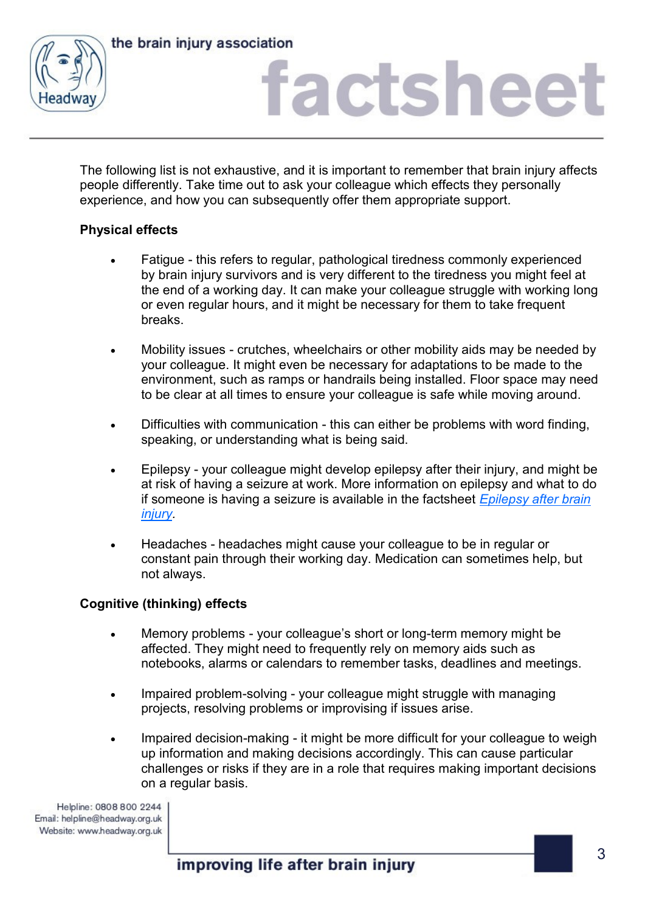The following list is not exhaustive, and it is important to remember that brain injury affects people differently. Take time out to ask your colleague which effects they personally experience, and how you can subsequently offer them appropriate support.

**Physical effects**

- Fatigue - this refers to regular, pathological tiredness commonly experienced by brain injury survivors and is very different to the tiredness you might feel at the end of a working day. It can make your colleague struggle with working long or even regular hours, and it might be necessary for them to take frequent breaks.

- Mobility issues - crutches, wheelchairs or other mobility aids may be needed by your colleague. It might even be necessary for adaptations to be made to the environment, such as ramps or handrails being installed. Floor space may need to be clear at all times to ensure your colleague is safe while moving around.

- Difficulties with communication - this can either be problems with word finding, speaking, or understanding what is being said.

- Epilepsy - your colleague might develop epilepsy after their injury, and might be at risk of having a seizure at work. More information on epilepsy and what to do if someone is having a seizure is available in the factsheet *Epilepsy after brain injury*.

- Headaches - headaches might cause your colleague to be in regular or constant pain through their working day. Medication can sometimes help, but not always.

**Cognitive (thinking) effects**

- Memory problems - your colleague's short or long-term memory might be affected. They might need to frequently rely on memory aids such as notebooks, alarms or calendars to remember tasks, deadlines and meetings.

- Impaired problem-solving - your colleague might struggle with managing projects, resolving problems or improvising if issues arise.

- Impaired decision-making - it might be more difficult for your colleague to weigh up information and making decisions accordingly. This can cause particular challenges or risks if they are in a role that requires making important decisions on a regular basis.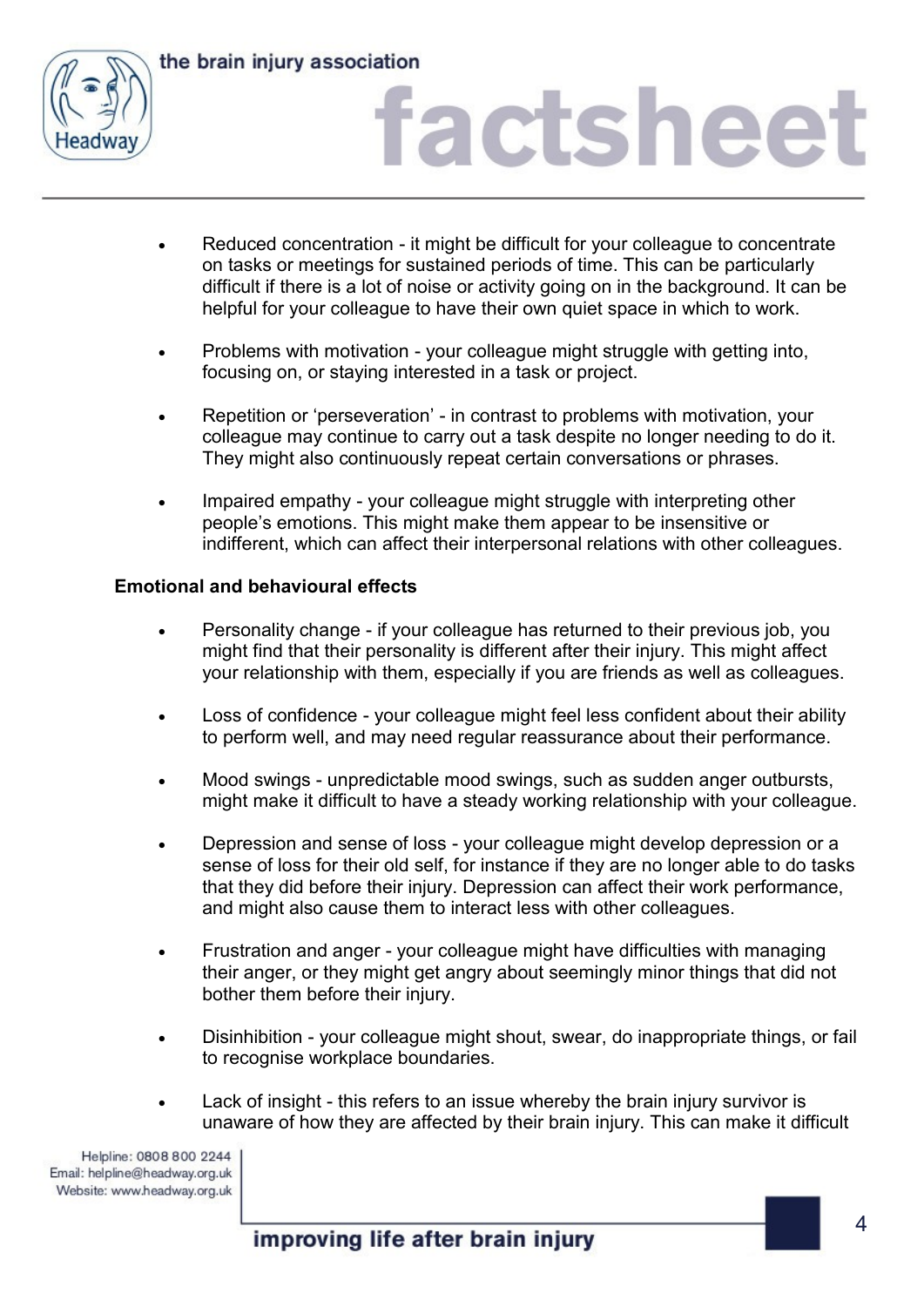- Reduced concentration - it might be difficult for your colleague to concentrate on tasks or meetings for sustained periods of time. This can be particularly difficult if there is a lot of noise or activity going on in the background. It can be helpful for your colleague to have their own quiet space in which to work.

- Problems with motivation - your colleague might struggle with getting into, focusing on, or staying interested in a task or project.

- Repetition or 'perseveration' - in contrast to problems with motivation, your colleague may continue to carry out a task despite no longer needing to do it. They might also continuously repeat certain conversations or phrases.

- Impaired empathy - your colleague might struggle with interpreting other people's emotions. This might make them appear to be insensitive or indifferent, which can affect their interpersonal relations with other colleagues.

**Emotional and behavioural effects**

- Personality change - if your colleague has returned to their previous job, you might find that their personality is different after their injury. This might affect your relationship with them, especially if you are friends as well as colleagues.

- Loss of confidence - your colleague might feel less confident about their ability to perform well, and may need regular reassurance about their performance.

- Mood swings - unpredictable mood swings, such as sudden anger outbursts, might make it difficult to have a steady working relationship with your colleague.

- Depression and sense of loss - your colleague might develop depression or a sense of loss for their old self, for instance if they are no longer able to do tasks that they did before their injury. Depression can affect their work performance, and might also cause them to interact less with other colleagues.

- Frustration and anger - your colleague might have difficulties with managing their anger, or they might get angry about seemingly minor things that did not bother them before their injury.

- Disinhibition - your colleague might shout, swear, do inappropriate things, or fail to recognise workplace boundaries.

- Lack of insight - this refers to an issue whereby the brain injury survivor is unaware of how they are affected by their brain injury. This can make it difficult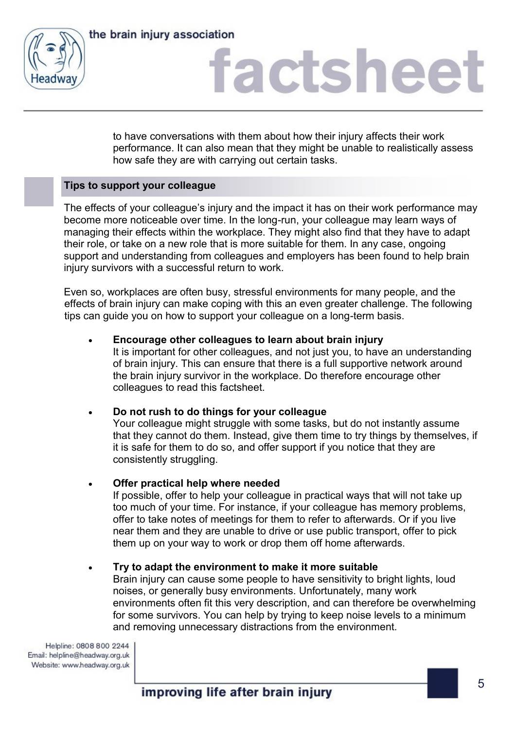to have conversations with them about how their injury affects their work performance. It can also mean that they might be unable to realistically assess how safe they are with carrying out certain tasks.

## Tips to support your colleague

The effects of your colleague's injury and the impact it has on their work performance may become more noticeable over time. In the long-run, your colleague may learn ways of managing their effects within the workplace. They might also find that they have to adapt their role, or take on a new role that is more suitable for them. In any case, ongoing support and understanding from colleagues and employers has been found to help brain injury survivors with a successful return to work.

Even so, workplaces are often busy, stressful environments for many people, and the effects of brain injury can make coping with this an even greater challenge. The following tips can guide you on how to support your colleague on a long-term basis.

- **Encourage other colleagues to learn about brain injury**
  It is important for other colleagues, and not just you, to have an understanding of brain injury. This can ensure that there is a full supportive network around the brain injury survivor in the workplace. Do therefore encourage other colleagues to read this factsheet.

- **Do not rush to do things for your colleague**
  Your colleague might struggle with some tasks, but do not instantly assume that they cannot do them. Instead, give them time to try things by themselves, if it is safe for them to do so, and offer support if you notice that they are consistently struggling.

- **Offer practical help where needed**
  If possible, offer to help your colleague in practical ways that will not take up too much of your time. For instance, if your colleague has memory problems, offer to take notes of meetings for them to refer to afterwards. Or if you live near them and they are unable to drive or use public transport, offer to pick them up on your way to work or drop them off home afterwards.

- **Try to adapt the environment to make it more suitable**
  Brain injury can cause some people to have sensitivity to bright lights, loud noises, or generally busy environments. Unfortunately, many work environments often fit this very description, and can therefore be overwhelming for some survivors. You can help by trying to keep noise levels to a minimum and removing unnecessary distractions from the environment.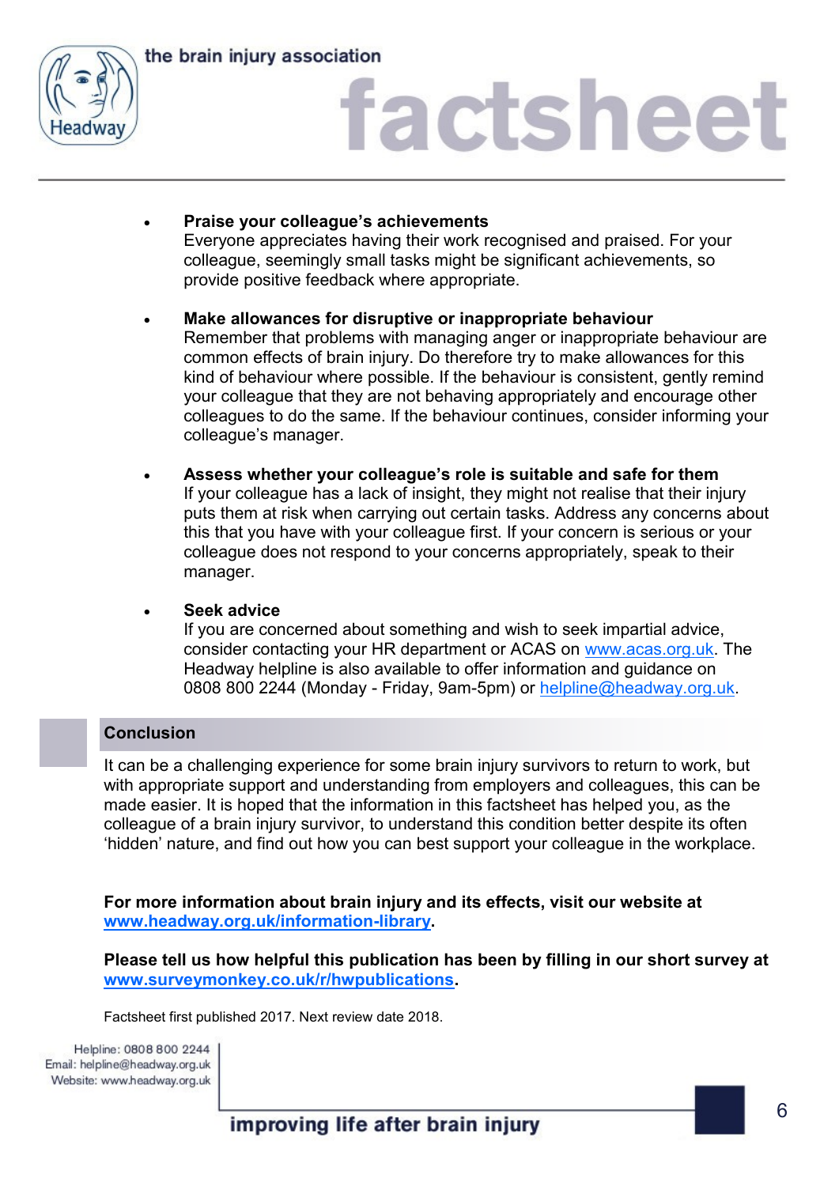- **Praise your colleague's achievements**
  Everyone appreciates having their work recognised and praised. For your colleague, seemingly small tasks might be significant achievements, so provide positive feedback where appropriate.

- **Make allowances for disruptive or inappropriate behaviour**
  Remember that problems with managing anger or inappropriate behaviour are common effects of brain injury. Do therefore try to make allowances for this kind of behaviour where possible. If the behaviour is consistent, gently remind your colleague that they are not behaving appropriately and encourage other colleagues to do the same. If the behaviour continues, consider informing your colleague's manager.

- **Assess whether your colleague's role is suitable and safe for them**
  If your colleague has a lack of insight, they might not realise that their injury puts them at risk when carrying out certain tasks. Address any concerns about this that you have with your colleague first. If your concern is serious or your colleague does not respond to your concerns appropriately, speak to their manager.

- **Seek advice**
  If you are concerned about something and wish to seek impartial advice, consider contacting your HR department or ACAS on www.acas.org.uk. The Headway helpline is also available to offer information and guidance on 0808 800 2244 (Monday - Friday, 9am-5pm) or helpline@headway.org.uk.

## Conclusion

It can be a challenging experience for some brain injury survivors to return to work, but with appropriate support and understanding from employers and colleagues, this can be made easier. It is hoped that the information in this factsheet has helped you, as the colleague of a brain injury survivor, to understand this condition better despite its often 'hidden' nature, and find out how you can best support your colleague in the workplace.

**For more information about brain injury and its effects, visit our website at www.headway.org.uk/information-library.**

**Please tell us how helpful this publication has been by filling in our short survey at www.surveymonkey.co.uk/r/hwpublications.**

Factsheet first published 2017. Next review date 2018.